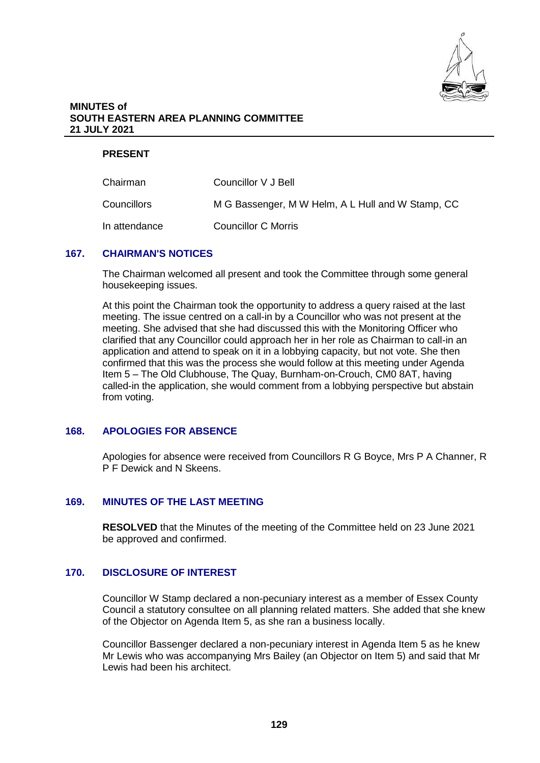**MINUTES of**
**SOUTH EASTERN AREA PLANNING COMMITTEE**
**21 JULY 2021**

**PRESENT**

| | |
|---|---|
| Chairman | Councillor V J Bell |
| Councillors | M G Bassenger, M W Helm, A L Hull and W Stamp, CC |
| In attendance | Councillor C Morris |

## 167. CHAIRMAN'S NOTICES

The Chairman welcomed all present and took the Committee through some general housekeeping issues.

At this point the Chairman took the opportunity to address a query raised at the last meeting. The issue centred on a call-in by a Councillor who was not present at the meeting. She advised that she had discussed this with the Monitoring Officer who clarified that any Councillor could approach her in her role as Chairman to call-in an application and attend to speak on it in a lobbying capacity, but not vote. She then confirmed that this was the process she would follow at this meeting under Agenda Item 5 – The Old Clubhouse, The Quay, Burnham-on-Crouch, CM0 8AT, having called-in the application, she would comment from a lobbying perspective but abstain from voting.

## 168. APOLOGIES FOR ABSENCE

Apologies for absence were received from Councillors R G Boyce, Mrs P A Channer, R P F Dewick and N Skeens.

## 169. MINUTES OF THE LAST MEETING

**RESOLVED** that the Minutes of the meeting of the Committee held on 23 June 2021 be approved and confirmed.

## 170. DISCLOSURE OF INTEREST

Councillor W Stamp declared a non-pecuniary interest as a member of Essex County Council a statutory consultee on all planning related matters. She added that she knew of the Objector on Agenda Item 5, as she ran a business locally.

Councillor Bassenger declared a non-pecuniary interest in Agenda Item 5 as he knew Mr Lewis who was accompanying Mrs Bailey (an Objector on Item 5) and said that Mr Lewis had been his architect.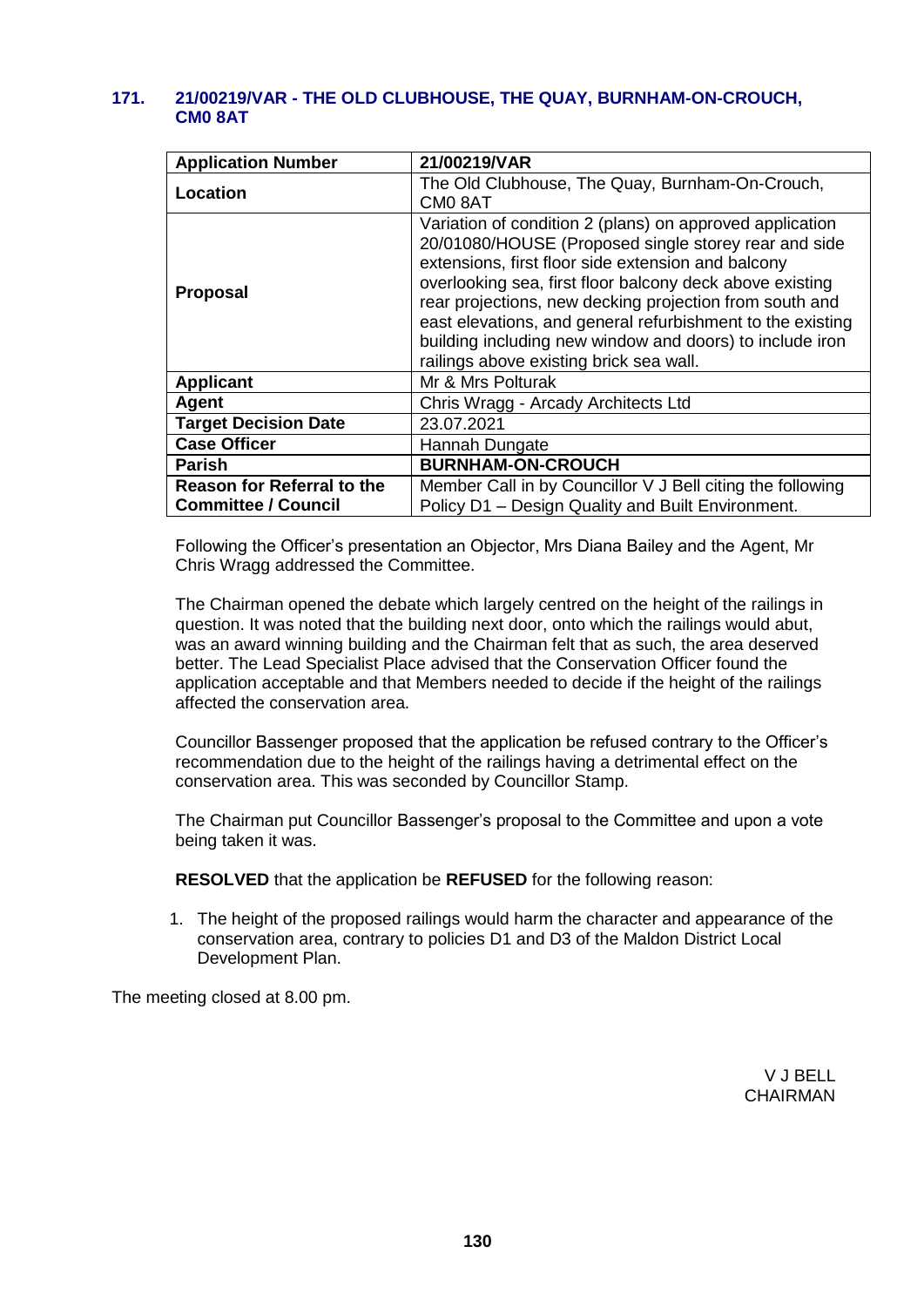### 171. 21/00219/VAR - THE OLD CLUBHOUSE, THE QUAY, BURNHAM-ON-CROUCH, CM0 8AT

| | |
|---|---|
| **Application Number** | **21/00219/VAR** |
| **Location** | The Old Clubhouse, The Quay, Burnham-On-Crouch, CM0 8AT |
| **Proposal** | Variation of condition 2 (plans) on approved application 20/01080/HOUSE (Proposed single storey rear and side extensions, first floor side extension and balcony overlooking sea, first floor balcony deck above existing rear projections, new decking projection from south and east elevations, and general refurbishment to the existing building including new window and doors) to include iron railings above existing brick sea wall. |
| **Applicant** | Mr & Mrs Polturak |
| **Agent** | Chris Wragg - Arcady Architects Ltd |
| **Target Decision Date** | 23.07.2021 |
| **Case Officer** | Hannah Dungate |
| **Parish** | **BURNHAM-ON-CROUCH** |
| **Reason for Referral to the Committee / Council** | Member Call in by Councillor V J Bell citing the following Policy D1 – Design Quality and Built Environment. |

Following the Officer's presentation an Objector, Mrs Diana Bailey and the Agent, Mr Chris Wragg addressed the Committee.

The Chairman opened the debate which largely centred on the height of the railings in question. It was noted that the building next door, onto which the railings would abut, was an award winning building and the Chairman felt that as such, the area deserved better. The Lead Specialist Place advised that the Conservation Officer found the application acceptable and that Members needed to decide if the height of the railings affected the conservation area.

Councillor Bassenger proposed that the application be refused contrary to the Officer's recommendation due to the height of the railings having a detrimental effect on the conservation area. This was seconded by Councillor Stamp.

The Chairman put Councillor Bassenger's proposal to the Committee and upon a vote being taken it was.

**RESOLVED** that the application be **REFUSED** for the following reason:

1. The height of the proposed railings would harm the character and appearance of the conservation area, contrary to policies D1 and D3 of the Maldon District Local Development Plan.

The meeting closed at 8.00 pm.

V J BELL
CHAIRMAN